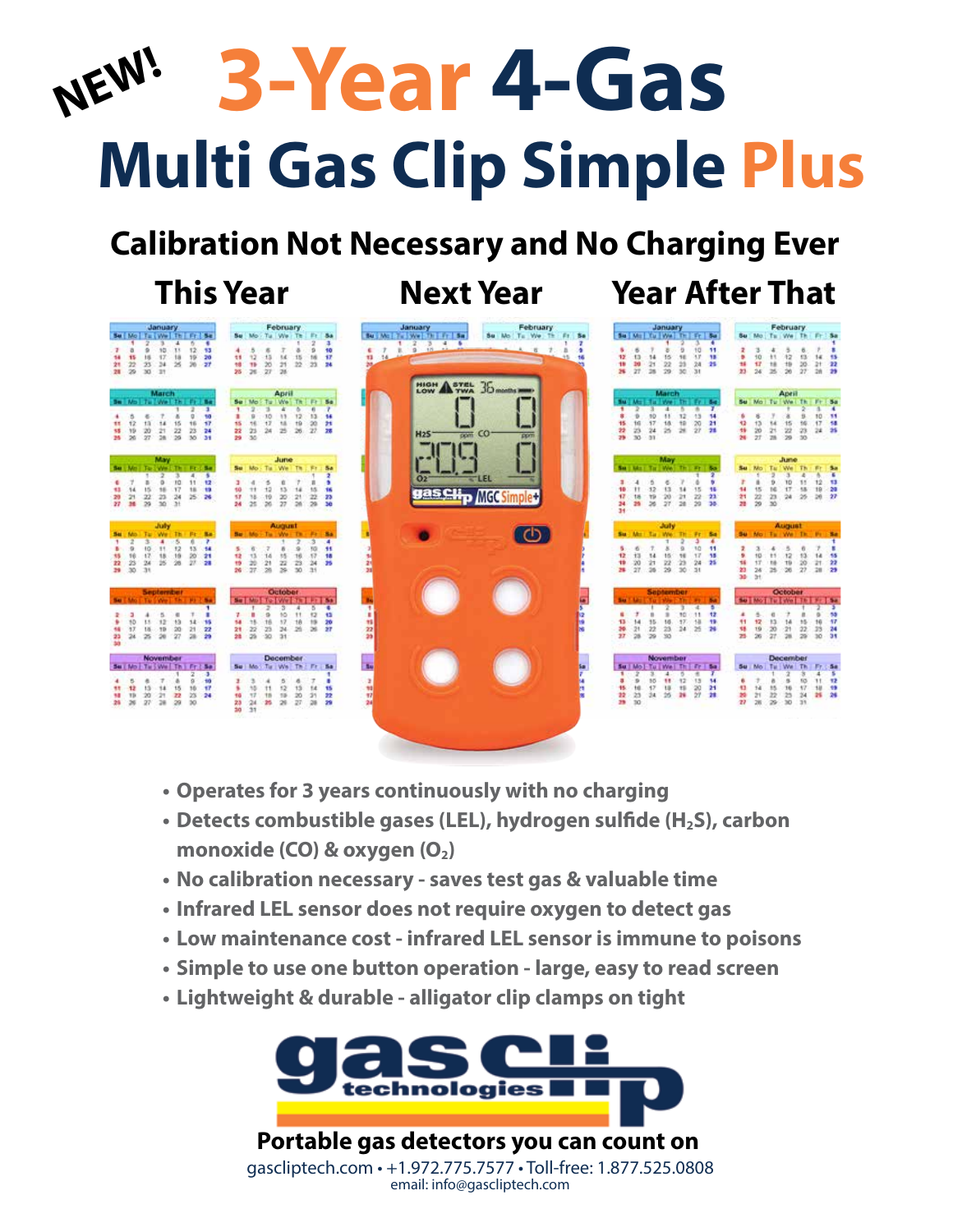NEW!

# 3-Year 4-Gas Multi Gas Clip Simple Plus

## Calibration Not Necessary and No Charging Ever

**This Year** **Next Year** **Year After That**

- Operates for 3 years continuously with no charging
- Detects combustible gases (LEL), hydrogen sulfide ($H_2S$), carbon monoxide (CO) & oxygen ($O_2$)
- No calibration necessary - saves test gas & valuable time
- Infrared LEL sensor does not require oxygen to detect gas
- Low maintenance cost - infrared LEL sensor is immune to poisons
- Simple to use one button operation - large, easy to read screen
- Lightweight & durable - alligator clip clamps on tight

gas clip technologies

**Portable gas detectors you can count on**

gascliptech.com • +1.972.775.7577 • Toll-free: 1.877.525.0808
email: info@gascliptech.com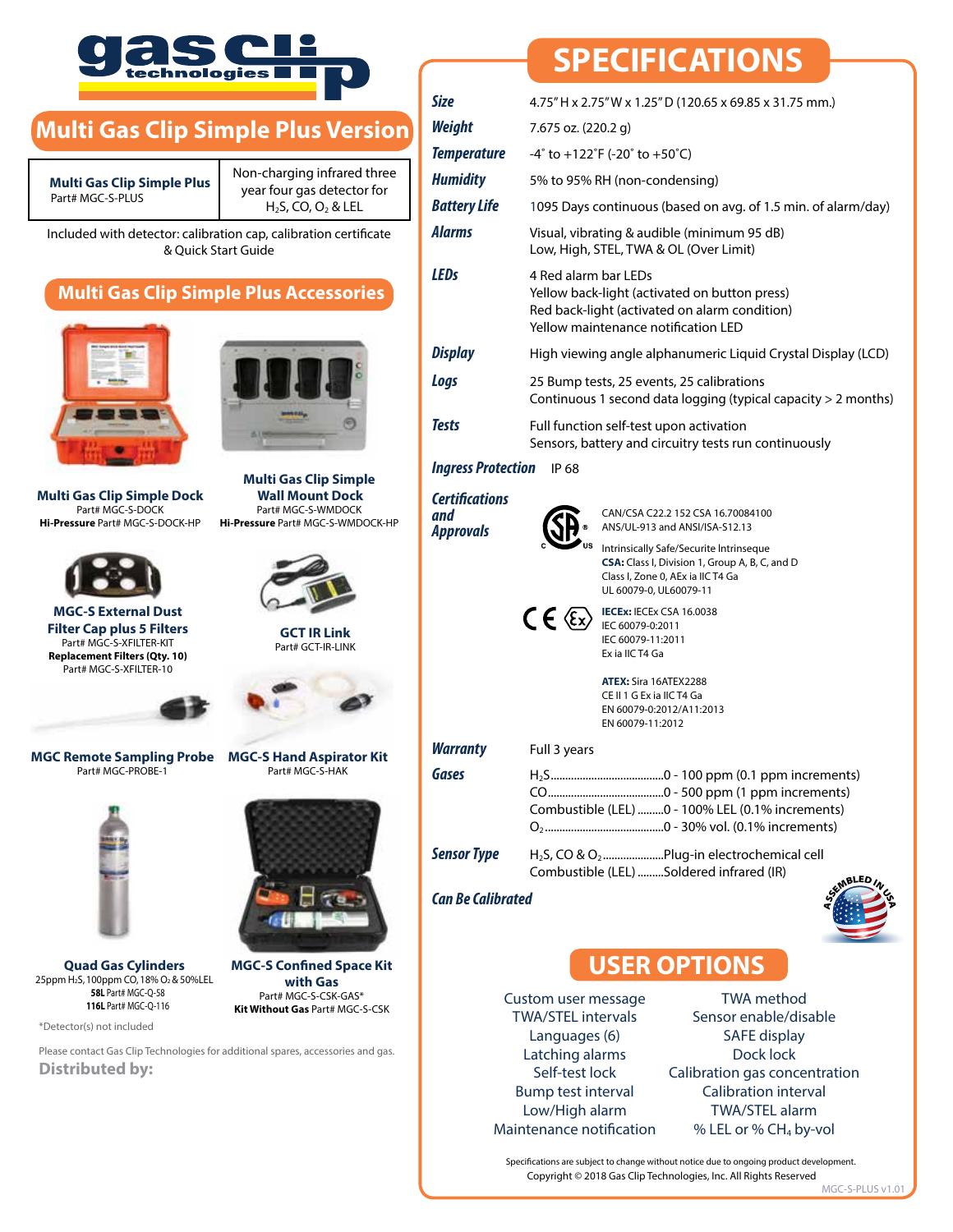# Multi Gas Clip Simple Plus Version

| | |
|---|---|
| **Multi Gas Clip Simple Plus** Part# MGC-S-PLUS | Non-charging infrared three year four gas detector for $H_2S$, CO, $O_2$ & LEL |

Included with detector: calibration cap, calibration certificate & Quick Start Guide

## Multi Gas Clip Simple Plus Accessories

**Multi Gas Clip Simple Dock**
Part# MGC-S-DOCK
**Hi-Pressure** Part# MGC-S-DOCK-HP

**Multi Gas Clip Simple Wall Mount Dock**
Part# MGC-S-WMDOCK
**Hi-Pressure** Part# MGC-S-WMDOCK-HP

**MGC-S External Dust Filter Cap plus 5 Filters**
Part# MGC-S-XFILTER-KIT
**Replacement Filters (Qty. 10)**
Part# MGC-S-XFILTER-10

**GCT IR Link**
Part# GCT-IR-LINK

**MGC Remote Sampling Probe**
Part# MGC-PROBE-1

**MGC-S Hand Aspirator Kit**
Part# MGC-S-HAK

**Quad Gas Cylinders**
25ppm $H_2S$, 100ppm CO, 18% $O_2$ & 50%LEL
**58L** Part# MGC-Q-58
**116L** Part# MGC-Q-116

**MGC-S Confined Space Kit with Gas**
Part# MGC-S-CSK-GAS*
**Kit Without Gas** Part# MGC-S-CSK

*Detector(s) not included

Please contact Gas Clip Technologies for additional spares, accessories and gas.

**Distributed by:**

# SPECIFICATIONS

| | |
|---|---|
| **Size** | 4.75" H x 2.75" W x 1.25" D (120.65 x 69.85 x 31.75 mm.) |
| **Weight** | 7.675 oz. (220.2 g) |
| **Temperature** | -4˚ to +122˚F (-20˚ to +50˚C) |
| **Humidity** | 5% to 95% RH (non-condensing) |
| **Battery Life** | 1095 Days continuous (based on avg. of 1.5 min. of alarm/day) |
| **Alarms** | Visual, vibrating & audible (minimum 95 dB)<br>Low, High, STEL, TWA & OL (Over Limit) |
| **LEDs** | 4 Red alarm bar LEDs<br>Yellow back-light (activated on button press)<br>Red back-light (activated on alarm condition)<br>Yellow maintenance notification LED |
| **Display** | High viewing angle alphanumeric Liquid Crystal Display (LCD) |
| **Logs** | 25 Bump tests, 25 events, 25 calibrations<br>Continuous 1 second data logging (typical capacity > 2 months) |
| **Tests** | Full function self-test upon activation<br>Sensors, battery and circuitry tests run continuously |
| **Ingress Protection** | IP 68 |
| **Certifications and Approvals** | CAN/CSA C22.2 152 CSA 16.70084100<br>ANS/UL-913 and ANSI/ISA-S12.13<br>Intrinsically Safe/Securite Intrinseque<br>**CSA:** Class I, Division 1, Group A, B, C, and D<br>Class I, Zone 0, AEx ia IIC T4 Ga<br>UL 60079-0, UL60079-11<br>**IECEx:** IECEx CSA 16.0038<br>IEC 60079-0:2011<br>IEC 60079-11:2011<br>Ex ia IIC T4 Ga<br>**ATEX:** Sira 16ATEX2288<br>CE II 1 G Ex ia IIC T4 Ga<br>EN 60079-0:2012/A11:2013<br>EN 60079-11:2012 |
| **Warranty** | Full 3 years |
| **Gases** | $H_2S$......0 - 100 ppm (0.1 ppm increments)<br>CO......0 - 500 ppm (1 ppm increments)<br>Combustible (LEL)......0 - 100% LEL (0.1% increments)<br>$O_2$......0 - 30% vol. (0.1% increments) |
| **Sensor Type** | $H_2S$, CO & $O_2$......Plug-in electrochemical cell<br>Combustible (LEL)......Soldered infrared (IR) |
| **Can Be Calibrated** | |

ASSEMBLED IN USA

# USER OPTIONS

| | |
|---|---|
| Custom user message | TWA method |
| TWA/STEL intervals | Sensor enable/disable |
| Languages (6) | SAFE display |
| Latching alarms | Dock lock |
| Self-test lock | Calibration gas concentration |
| Bump test interval | Calibration interval |
| Low/High alarm | TWA/STEL alarm |
| Maintenance notification | % LEL or % $CH_4$ by-vol |

Specifications are subject to change without notice due to ongoing product development.
Copyright © 2018 Gas Clip Technologies, Inc. All Rights Reserved

MGC-S-PLUS v1.01